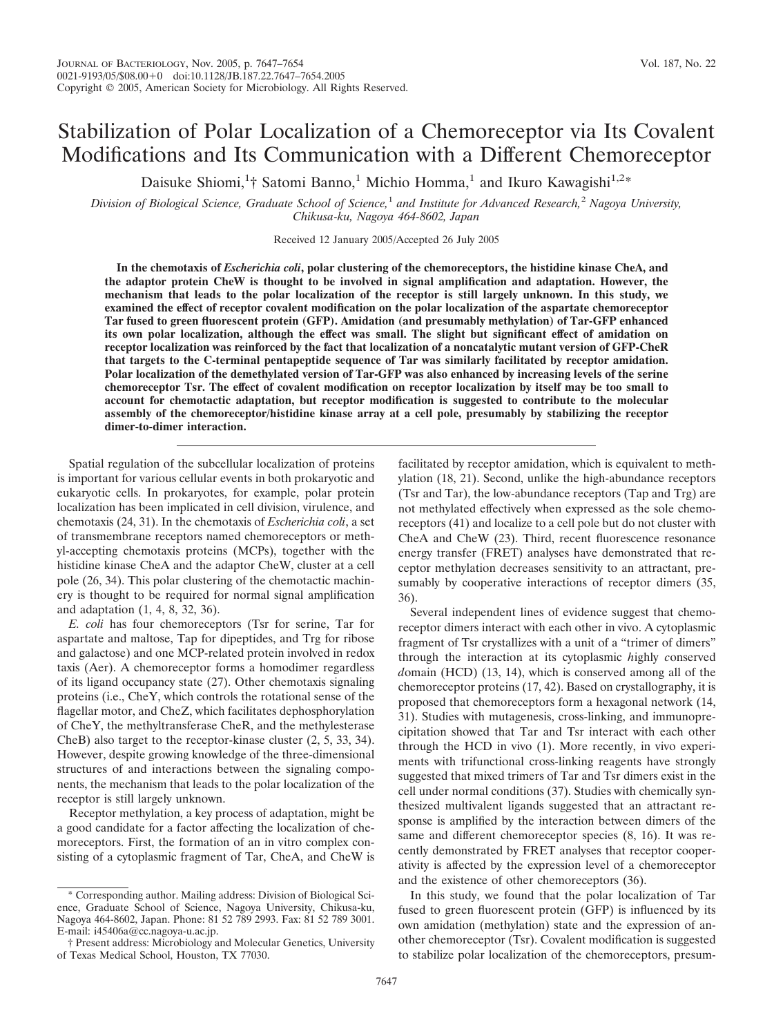# Stabilization of Polar Localization of a Chemoreceptor via Its Covalent Modifications and Its Communication with a Different Chemoreceptor

Daisuke Shiomi,[1]† Satomi Banno,[1] Michio Homma,[1] and Ikuro Kawagishi[1,2]*

*Division of Biological Science, Graduate School of Science,[1] and Institute for Advanced Research,[2] Nagoya University, Chikusa-ku, Nagoya 464-8602, Japan*

Received 12 January 2005/Accepted 26 July 2005

**In the chemotaxis of *Escherichia coli*, polar clustering of the chemoreceptors, the histidine kinase CheA, and the adaptor protein CheW is thought to be involved in signal amplification and adaptation. However, the mechanism that leads to the polar localization of the receptor is still largely unknown. In this study, we examined the effect of receptor covalent modification on the polar localization of the aspartate chemoreceptor Tar fused to green fluorescent protein (GFP). Amidation (and presumably methylation) of Tar-GFP enhanced its own polar localization, although the effect was small. The slight but significant effect of amidation on receptor localization was reinforced by the fact that localization of a noncatalytic mutant version of GFP-CheR that targets to the C-terminal pentapeptide sequence of Tar was similarly facilitated by receptor amidation. Polar localization of the demethylated version of Tar-GFP was also enhanced by increasing levels of the serine chemoreceptor Tsr. The effect of covalent modification on receptor localization by itself may be too small to account for chemotactic adaptation, but receptor modification is suggested to contribute to the molecular assembly of the chemoreceptor/histidine kinase array at a cell pole, presumably by stabilizing the receptor dimer-to-dimer interaction.**

Spatial regulation of the subcellular localization of proteins is important for various cellular events in both prokaryotic and eukaryotic cells. In prokaryotes, for example, polar protein localization has been implicated in cell division, virulence, and chemotaxis (24, 31). In the chemotaxis of *Escherichia coli*, a set of transmembrane receptors named chemoreceptors or methyl-accepting chemotaxis proteins (MCPs), together with the histidine kinase CheA and the adaptor CheW, cluster at a cell pole (26, 34). This polar clustering of the chemotactic machinery is thought to be required for normal signal amplification and adaptation (1, 4, 8, 32, 36).

*E. coli* has four chemoreceptors (Tsr for serine, Tar for aspartate and maltose, Tap for dipeptides, and Trg for ribose and galactose) and one MCP-related protein involved in redox taxis (Aer). A chemoreceptor forms a homodimer regardless of its ligand occupancy state (27). Other chemotaxis signaling proteins (i.e., CheY, which controls the rotational sense of the flagellar motor, and CheZ, which facilitates dephosphorylation of CheY, the methyltransferase CheR, and the methylesterase CheB) also target to the receptor-kinase cluster (2, 5, 33, 34). However, despite growing knowledge of the three-dimensional structures of and interactions between the signaling components, the mechanism that leads to the polar localization of the receptor is still largely unknown.

Receptor methylation, a key process of adaptation, might be a good candidate for a factor affecting the localization of chemoreceptors. First, the formation of an in vitro complex consisting of a cytoplasmic fragment of Tar, CheA, and CheW is facilitated by receptor amidation, which is equivalent to methylation (18, 21). Second, unlike the high-abundance receptors (Tsr and Tar), the low-abundance receptors (Tap and Trg) are not methylated effectively when expressed as the sole chemoreceptors (41) and localize to a cell pole but do not cluster with CheA and CheW (23). Third, recent fluorescence resonance energy transfer (FRET) analyses have demonstrated that receptor methylation decreases sensitivity to an attractant, presumably by cooperative interactions of receptor dimers (35, 36).

Several independent lines of evidence suggest that chemoreceptor dimers interact with each other in vivo. A cytoplasmic fragment of Tsr crystallizes with a unit of a "trimer of dimers" through the interaction at its cytoplasmic *h*ighly *c*onserved *d*omain (HCD) (13, 14), which is conserved among all of the chemoreceptor proteins (17, 42). Based on crystallography, it is proposed that chemoreceptors form a hexagonal network (14, 31). Studies with mutagenesis, cross-linking, and immunoprecipitation showed that Tar and Tsr interact with each other through the HCD in vivo (1). More recently, in vivo experiments with trifunctional cross-linking reagents have strongly suggested that mixed trimers of Tar and Tsr dimers exist in the cell under normal conditions (37). Studies with chemically synthesized multivalent ligands suggested that an attractant response is amplified by the interaction between dimers of the same and different chemoreceptor species (8, 16). It was recently demonstrated by FRET analyses that receptor cooperativity is affected by the expression level of a chemoreceptor and the existence of other chemoreceptors (36).

In this study, we found that the polar localization of Tar fused to green fluorescent protein (GFP) is influenced by its own amidation (methylation) state and the expression of another chemoreceptor (Tsr). Covalent modification is suggested to stabilize polar localization of the chemoreceptors, presum-

\* Corresponding author. Mailing address: Division of Biological Science, Graduate School of Science, Nagoya University, Chikusa-ku, Nagoya 464-8602, Japan. Phone: 81 52 789 2993. Fax: 81 52 789 3001. E-mail: i45406a@cc.nagoya-u.ac.jp.

† Present address: Microbiology and Molecular Genetics, University of Texas Medical School, Houston, TX 77030.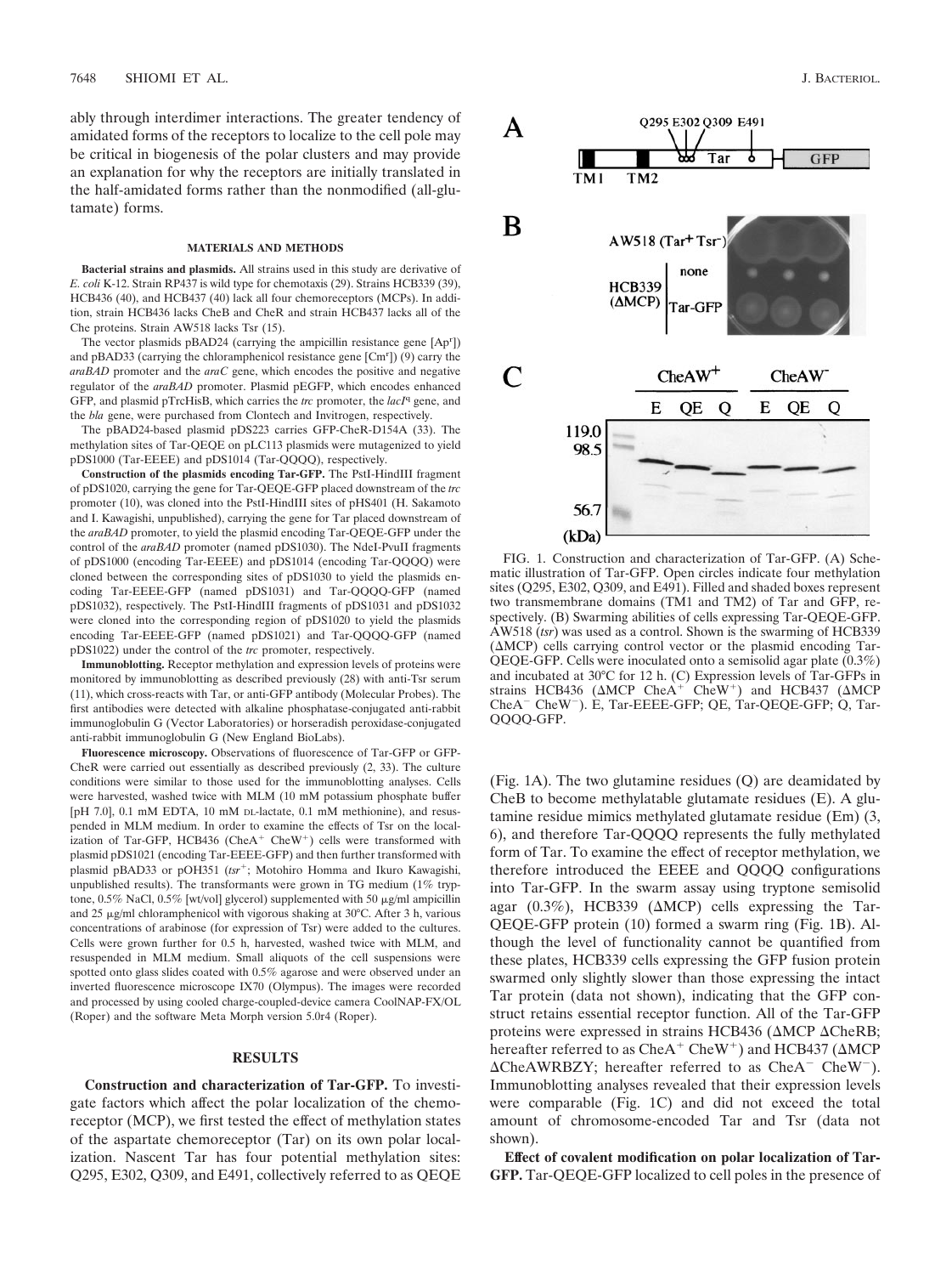ably through interdimer interactions. The greater tendency of amidated forms of the receptors to localize to the cell pole may be critical in biogenesis of the polar clusters and may provide an explanation for why the receptors are initially translated in the half-amidated forms rather than the nonmodified (all-glutamate) forms.

## MATERIALS AND METHODS

**Bacterial strains and plasmids.** All strains used in this study are derivative of *E. coli* K-12. Strain RP437 is wild type for chemotaxis (29). Strains HCB339 (39), HCB436 (40), and HCB437 (40) lack all four chemoreceptors (MCPs). In addition, strain HCB436 lacks CheB and CheR and strain HCB437 lacks all of the Che proteins. Strain AW518 lacks Tsr (15).

The vector plasmids pBAD24 (carrying the ampicillin resistance gene [Ap$^r$]) and pBAD33 (carrying the chloramphenicol resistance gene [Cm$^r$]) (9) carry the *araBAD* promoter and the *araC* gene, which encodes the positive and negative regulator of the *araBAD* promoter. Plasmid pEGFP, which encodes enhanced GFP, and plasmid pTrcHisB, which carries the *trc* promoter, the *lacI*$^q$ gene, and the *bla* gene, were purchased from Clontech and Invitrogen, respectively.

The pBAD24-based plasmid pDS223 carries GFP-CheR-D154A (33). The methylation sites of Tar-QEQE on pLC113 plasmids were mutagenized to yield pDS1000 (Tar-EEEE) and pDS1014 (Tar-QQQQ), respectively.

**Construction of the plasmids encoding Tar-GFP.** The PstI-HindIII fragment of pDS1020, carrying the gene for Tar-QEQE-GFP placed downstream of the *trc* promoter (10), was cloned into the PstI-HindIII sites of pHS401 (H. Sakamoto and I. Kawagishi, unpublished), carrying the gene for Tar placed downstream of the *araBAD* promoter, to yield the plasmid encoding Tar-QEQE-GFP under the control of the *araBAD* promoter (named pDS1030). The NdeI-PvuII fragments of pDS1000 (encoding Tar-EEEE) and pDS1014 (encoding Tar-QQQQ) were cloned between the corresponding sites of pDS1030 to yield the plasmids encoding Tar-EEEE-GFP (named pDS1031) and Tar-QQQQ-GFP (named pDS1032), respectively. The PstI-HindIII fragments of pDS1031 and pDS1032 were cloned into the corresponding region of pDS1020 to yield the plasmids encoding Tar-EEEE-GFP (named pDS1021) and Tar-QQQQ-GFP (named pDS1022) under the control of the *trc* promoter, respectively.

**Immunoblotting.** Receptor methylation and expression levels of proteins were monitored by immunoblotting as described previously (28) with anti-Tsr serum (11), which cross-reacts with Tar, or anti-GFP antibody (Molecular Probes). The first antibodies were detected with alkaline phosphatase-conjugated anti-rabbit immunoglobulin G (Vector Laboratories) or horseradish peroxidase-conjugated anti-rabbit immunoglobulin G (New England BioLabs).

**Fluorescence microscopy.** Observations of fluorescence of Tar-GFP or GFP-CheR were carried out essentially as described previously (2, 33). The culture conditions were similar to those used for the immunoblotting analyses. Cells were harvested, washed twice with MLM (10 mM potassium phosphate buffer [pH 7.0], 0.1 mM EDTA, 10 mM DL-lactate, 0.1 mM methionine), and resuspended in MLM medium. In order to examine the effects of Tsr on the localization of Tar-GFP, HCB436 (CheA$^+$ CheW$^+$) cells were transformed with plasmid pDS1021 (encoding Tar-EEEE-GFP) and then further transformed with plasmid pBAD33 or pOH351 (*tsr*$^+$; Motohiro Homma and Ikuro Kawagishi, unpublished results). The transformants were grown in TG medium (1% tryptone, 0.5% NaCl, 0.5% [wt/vol] glycerol) supplemented with 50 μg/ml ampicillin and 25 μg/ml chloramphenicol with vigorous shaking at 30°C. After 3 h, various concentrations of arabinose (for expression of Tsr) were added to the cultures. Cells were grown further for 0.5 h, harvested, washed twice with MLM, and resuspended in MLM medium. Small aliquots of the cell suspensions were spotted onto glass slides coated with 0.5% agarose and were observed under an inverted fluorescence microscope IX70 (Olympus). The images were recorded and processed by using cooled charge-coupled-device camera CoolNAP-FX/OL (Roper) and the software Meta Morph version 5.0r4 (Roper).

## RESULTS

**Construction and characterization of Tar-GFP.** To investigate factors which affect the polar localization of the chemoreceptor (MCP), we first tested the effect of methylation states of the aspartate chemoreceptor (Tar) on its own polar localization. Nascent Tar has four potential methylation sites: Q295, E302, Q309, and E491, collectively referred to as QEQE (Fig. 1A). The two glutamine residues (Q) are deamidated by CheB to become methylatable glutamate residues (E). A glutamine residue mimics methylated glutamate residue (Em) (3, 6), and therefore Tar-QQQQ represents the fully methylated form of Tar. To examine the effect of receptor methylation, we therefore introduced the EEEE and QQQQ configurations into Tar-GFP. In the swarm assay using tryptone semisolid agar (0.3%), HCB339 (ΔMCP) cells expressing the Tar-QEQE-GFP protein (10) formed a swarm ring (Fig. 1B). Although the level of functionality cannot be quantified from these plates, HCB339 cells expressing the GFP fusion protein swarmed only slightly slower than those expressing the intact Tar protein (data not shown), indicating that the GFP construct retains essential receptor function. All of the Tar-GFP proteins were expressed in strains HCB436 (ΔMCP ΔCheRB; hereafter referred to as CheA$^+$ CheW$^+$) and HCB437 (ΔMCP ΔCheAWRBZY; hereafter referred to as CheA$^-$ CheW$^-$). Immunoblotting analyses revealed that their expression levels were comparable (Fig. 1C) and did not exceed the total amount of chromosome-encoded Tar and Tsr (data not shown).

**Effect of covalent modification on polar localization of Tar-GFP.** Tar-QEQE-GFP localized to cell poles in the presence of

FIG. 1. Construction and characterization of Tar-GFP. (A) Schematic illustration of Tar-GFP. Open circles indicate four methylation sites (Q295, E302, Q309, and E491). Filled and shaded boxes represent two transmembrane domains (TM1 and TM2) of Tar and GFP, respectively. (B) Swarming abilities of cells expressing Tar-QEQE-GFP. AW518 (*tsr*) was used as a control. Shown is the swarming of HCB339 (ΔMCP) cells carrying control vector or the plasmid encoding Tar-QEQE-GFP. Cells were inoculated onto a semisolid agar plate (0.3%) and incubated at 30°C for 12 h. (C) Expression levels of Tar-GFPs in strains HCB436 (ΔMCP CheA$^+$ CheW$^+$) and HCB437 (ΔMCP CheA$^-$ CheW$^-$). E, Tar-EEEE-GFP; QE, Tar-QEQE-GFP; Q, Tar-QQQQ-GFP.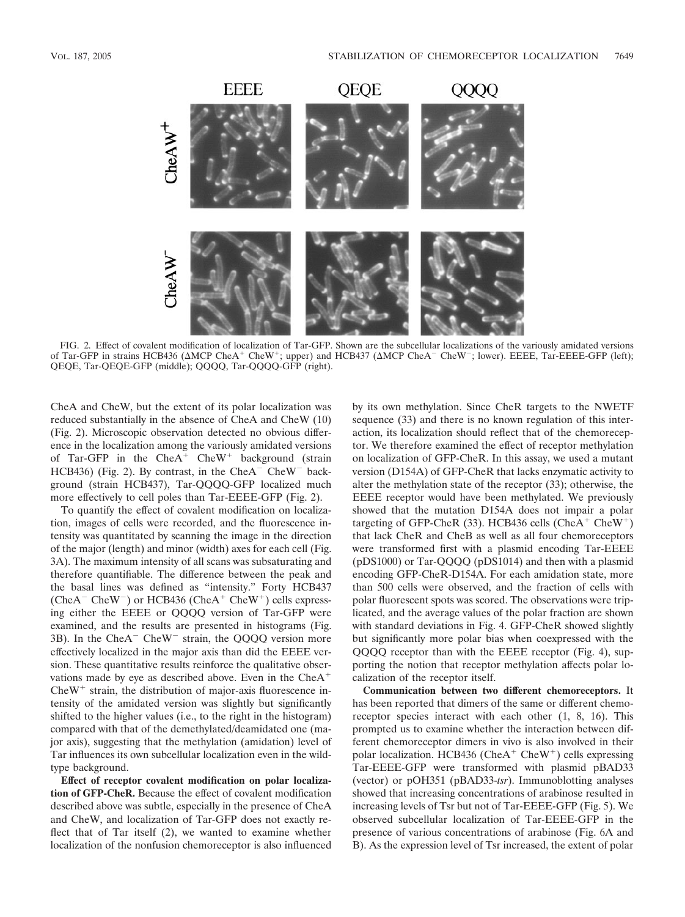FIG. 2. Effect of covalent modification of localization of Tar-GFP. Shown are the subcellular localizations of the variously amidated versions of Tar-GFP in strains HCB436 (ΔMCP CheA$^+$ CheW$^+$; upper) and HCB437 (ΔMCP CheA$^-$ CheW$^-$; lower). EEEE, Tar-EEEE-GFP (left); QEQE, Tar-QEQE-GFP (middle); QQQQ, Tar-QQQQ-GFP (right).

CheA and CheW, but the extent of its polar localization was reduced substantially in the absence of CheA and CheW (10) (Fig. 2). Microscopic observation detected no obvious difference in the localization among the variously amidated versions of Tar-GFP in the CheA$^+$ CheW$^+$ background (strain HCB436) (Fig. 2). By contrast, in the CheA$^-$ CheW$^-$ background (strain HCB437), Tar-QQQQ-GFP localized much more effectively to cell poles than Tar-EEEE-GFP (Fig. 2).

To quantify the effect of covalent modification on localization, images of cells were recorded, and the fluorescence intensity was quantitated by scanning the image in the direction of the major (length) and minor (width) axes for each cell (Fig. 3A). The maximum intensity of all scans was subsaturating and therefore quantifiable. The difference between the peak and the basal lines was defined as "intensity." Forty HCB437 (CheA$^-$ CheW$^-$) or HCB436 (CheA$^+$ CheW$^+$) cells expressing either the EEEE or QQQQ version of Tar-GFP were examined, and the results are presented in histograms (Fig. 3B). In the CheA$^-$ CheW$^-$ strain, the QQQQ version more effectively localized in the major axis than did the EEEE version. These quantitative results reinforce the qualitative observations made by eye as described above. Even in the CheA$^+$ CheW$^+$ strain, the distribution of major-axis fluorescence intensity of the amidated version was slightly but significantly shifted to the higher values (i.e., to the right in the histogram) compared with that of the demethylated/deamidated one (major axis), suggesting that the methylation (amidation) level of Tar influences its own subcellular localization even in the wild-type background.

**Effect of receptor covalent modification on polar localization of GFP-CheR.** Because the effect of covalent modification described above was subtle, especially in the presence of CheA and CheW, and localization of Tar-GFP does not exactly reflect that of Tar itself (2), we wanted to examine whether localization of the nonfusion chemoreceptor is also influenced by its own methylation. Since CheR targets to the NWETF sequence (33) and there is no known regulation of this interaction, its localization should reflect that of the chemoreceptor. We therefore examined the effect of receptor methylation on localization of GFP-CheR. In this assay, we used a mutant version (D154A) of GFP-CheR that lacks enzymatic activity to alter the methylation state of the receptor (33); otherwise, the EEEE receptor would have been methylated. We previously showed that the mutation D154A does not impair a polar targeting of GFP-CheR (33). HCB436 cells (CheA$^+$ CheW$^+$) that lack CheR and CheB as well as all four chemoreceptors were transformed first with a plasmid encoding Tar-EEEE (pDS1000) or Tar-QQQQ (pDS1014) and then with a plasmid encoding GFP-CheR-D154A. For each amidation state, more than 500 cells were observed, and the fraction of cells with polar fluorescent spots was scored. The observations were triplicated, and the average values of the polar fraction are shown with standard deviations in Fig. 4. GFP-CheR showed slightly but significantly more polar bias when coexpressed with the QQQQ receptor than with the EEEE receptor (Fig. 4), supporting the notion that receptor methylation affects polar localization of the receptor itself.

**Communication between two different chemoreceptors.** It has been reported that dimers of the same or different chemoreceptor species interact with each other (1, 8, 16). This prompted us to examine whether the interaction between different chemoreceptor dimers in vivo is also involved in their polar localization. HCB436 (CheA$^+$ CheW$^+$) cells expressing Tar-EEEE-GFP were transformed with plasmid pBAD33 (vector) or pOH351 (pBAD33-*tsr*). Immunoblotting analyses showed that increasing concentrations of arabinose resulted in increasing levels of Tsr but not of Tar-EEEE-GFP (Fig. 5). We observed subcellular localization of Tar-EEEE-GFP in the presence of various concentrations of arabinose (Fig. 6A and B). As the expression level of Tsr increased, the extent of polar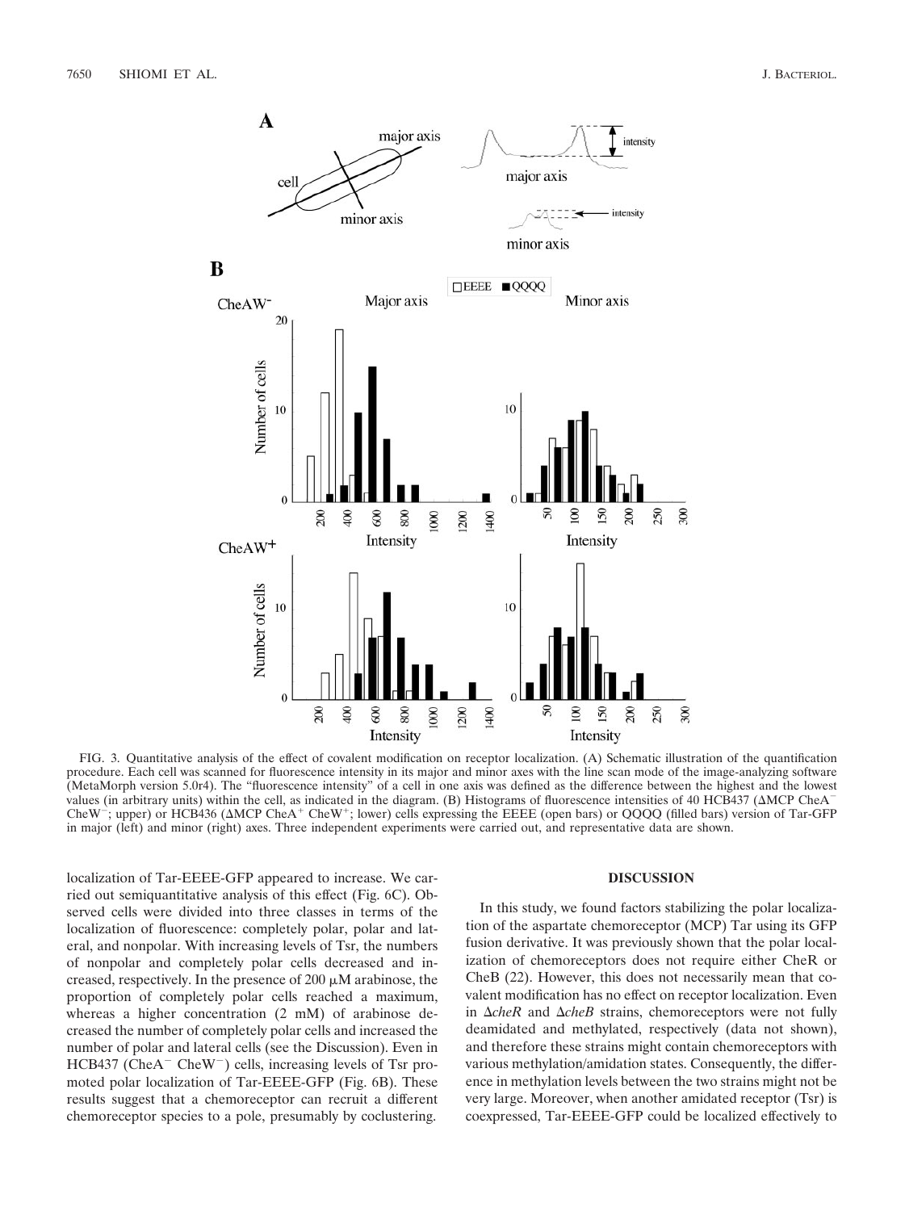FIG. 3. Quantitative analysis of the effect of covalent modification on receptor localization. (A) Schematic illustration of the quantification procedure. Each cell was scanned for fluorescence intensity in its major and minor axes with the line scan mode of the image-analyzing software (MetaMorph version 5.0r4). The "fluorescence intensity" of a cell in one axis was defined as the difference between the highest and the lowest values (in arbitrary units) within the cell, as indicated in the diagram. (B) Histograms of fluorescence intensities of 40 HCB437 (ΔMCP CheA$^-$ CheW$^-$; upper) or HCB436 (ΔMCP CheA$^+$ CheW$^+$; lower) cells expressing the EEEE (open bars) or QQQQ (filled bars) version of Tar-GFP in major (left) and minor (right) axes. Three independent experiments were carried out, and representative data are shown.

localization of Tar-EEEE-GFP appeared to increase. We carried out semiquantitative analysis of this effect (Fig. 6C). Observed cells were divided into three classes in terms of the localization of fluorescence: completely polar, polar and lateral, and nonpolar. With increasing levels of Tsr, the numbers of nonpolar and completely polar cells decreased and increased, respectively. In the presence of 200 μM arabinose, the proportion of completely polar cells reached a maximum, whereas a higher concentration (2 mM) of arabinose decreased the number of completely polar cells and increased the number of polar and lateral cells (see the Discussion). Even in HCB437 (CheA$^-$ CheW$^-$) cells, increasing levels of Tsr promoted polar localization of Tar-EEEE-GFP (Fig. 6B). These results suggest that a chemoreceptor can recruit a different chemoreceptor species to a pole, presumably by coclustering.

## DISCUSSION

In this study, we found factors stabilizing the polar localization of the aspartate chemoreceptor (MCP) Tar using its GFP fusion derivative. It was previously shown that the polar localization of chemoreceptors does not require either CheR or CheB (22). However, this does not necessarily mean that covalent modification has no effect on receptor localization. Even in Δ*cheR* and Δ*cheB* strains, chemoreceptors were not fully deamidated and methylated, respectively (data not shown), and therefore these strains might contain chemoreceptors with various methylation/amidation states. Consequently, the difference in methylation levels between the two strains might not be very large. Moreover, when another amidated receptor (Tsr) is coexpressed, Tar-EEEE-GFP could be localized effectively to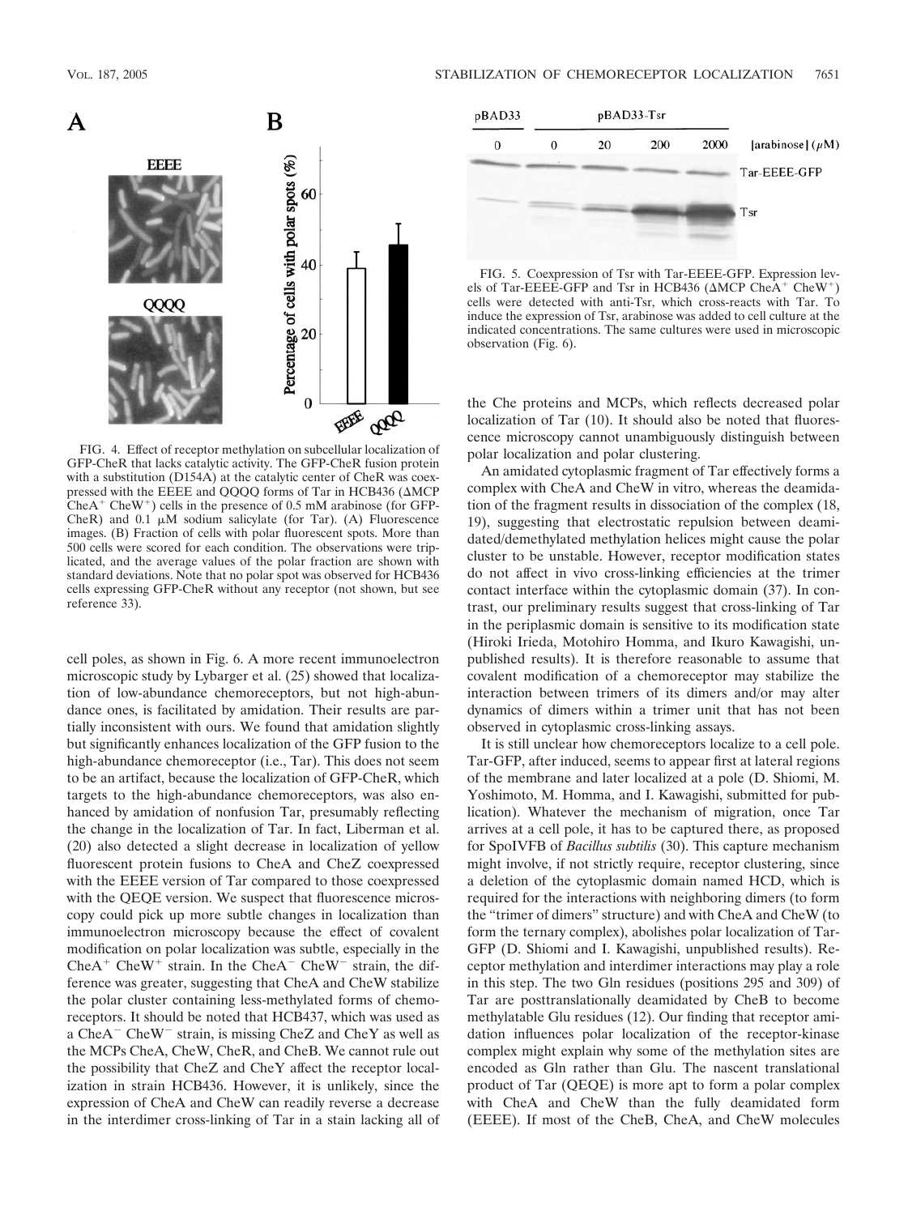FIG. 4. Effect of receptor methylation on subcellular localization of GFP-CheR that lacks catalytic activity. The GFP-CheR fusion protein with a substitution (D154A) at the catalytic center of CheR was coexpressed with the EEEE and QQQQ forms of Tar in HCB436 (ΔMCP $CheA^+$ $CheW^+$) cells in the presence of 0.5 mM arabinose (for GFP-CheR) and 0.1 μM sodium salicylate (for Tar). (A) Fluorescence images. (B) Fraction of cells with polar fluorescent spots. More than 500 cells were scored for each condition. The observations were triplicated, and the average values of the polar fraction are shown with standard deviations. Note that no polar spot was observed for HCB436 cells expressing GFP-CheR without any receptor (not shown, but see reference 33).

FIG. 5. Coexpression of Tsr with Tar-EEEE-GFP. Expression levels of Tar-EEEE-GFP and Tsr in HCB436 (ΔMCP $CheA^+$ $CheW^+$) cells were detected with anti-Tsr, which cross-reacts with Tar. To induce the expression of Tsr, arabinose was added to cell culture at the indicated concentrations. The same cultures were used in microscopic observation (Fig. 6).

cell poles, as shown in Fig. 6. A more recent immunoelectron microscopic study by Lybarger et al. (25) showed that localization of low-abundance chemoreceptors, but not high-abundance ones, is facilitated by amidation. Their results are partially inconsistent with ours. We found that amidation slightly but significantly enhances localization of the GFP fusion to the high-abundance chemoreceptor (i.e., Tar). This does not seem to be an artifact, because the localization of GFP-CheR, which targets to the high-abundance chemoreceptors, was also enhanced by amidation of nonfusion Tar, presumably reflecting the change in the localization of Tar. In fact, Liberman et al. (20) also detected a slight decrease in localization of yellow fluorescent protein fusions to CheA and CheZ coexpressed with the EEEE version of Tar compared to those coexpressed with the QEQE version. We suspect that fluorescence microscopy could pick up more subtle changes in localization than immunoelectron microscopy because the effect of covalent modification on polar localization was subtle, especially in the $CheA^+$ $CheW^+$ strain. In the $CheA^-$ $CheW^-$ strain, the difference was greater, suggesting that CheA and CheW stabilize the polar cluster containing less-methylated forms of chemoreceptors. It should be noted that HCB437, which was used as a $CheA^-$ $CheW^-$ strain, is missing CheZ and CheY as well as the MCPs CheA, CheW, CheR, and CheB. We cannot rule out the possibility that CheZ and CheY affect the receptor localization in strain HCB436. However, it is unlikely, since the expression of CheA and CheW can readily reverse a decrease in the interdimer cross-linking of Tar in a stain lacking all of the Che proteins and MCPs, which reflects decreased polar localization of Tar (10). It should also be noted that fluorescence microscopy cannot unambiguously distinguish between polar localization and polar clustering.

An amidated cytoplasmic fragment of Tar effectively forms a complex with CheA and CheW in vitro, whereas the deamidation of the fragment results in dissociation of the complex (18, 19), suggesting that electrostatic repulsion between deamidated/demethylated methylation helices might cause the polar cluster to be unstable. However, receptor modification states do not affect in vivo cross-linking efficiencies at the trimer contact interface within the cytoplasmic domain (37). In contrast, our preliminary results suggest that cross-linking of Tar in the periplasmic domain is sensitive to its modification state (Hiroki Irieda, Motohiro Homma, and Ikuro Kawagishi, unpublished results). It is therefore reasonable to assume that covalent modification of a chemoreceptor may stabilize the interaction between trimers of its dimers and/or may alter dynamics of dimers within a trimer unit that has not been observed in cytoplasmic cross-linking assays.

It is still unclear how chemoreceptors localize to a cell pole. Tar-GFP, after induced, seems to appear first at lateral regions of the membrane and later localized at a pole (D. Shiomi, M. Yoshimoto, M. Homma, and I. Kawagishi, submitted for publication). Whatever the mechanism of migration, once Tar arrives at a cell pole, it has to be captured there, as proposed for SpoIVFB of *Bacillus subtilis* (30). This capture mechanism might involve, if not strictly require, receptor clustering, since a deletion of the cytoplasmic domain named HCD, which is required for the interactions with neighboring dimers (to form the "trimer of dimers" structure) and with CheA and CheW (to form the ternary complex), abolishes polar localization of Tar-GFP (D. Shiomi and I. Kawagishi, unpublished results). Receptor methylation and interdimer interactions may play a role in this step. The two Gln residues (positions 295 and 309) of Tar are posttranslationally deamidated by CheB to become methylatable Glu residues (12). Our finding that receptor amidation influences polar localization of the receptor-kinase complex might explain why some of the methylation sites are encoded as Gln rather than Glu. The nascent translational product of Tar (QEQE) is more apt to form a polar complex with CheA and CheW than the fully deamidated form (EEEE). If most of the CheB, CheA, and CheW molecules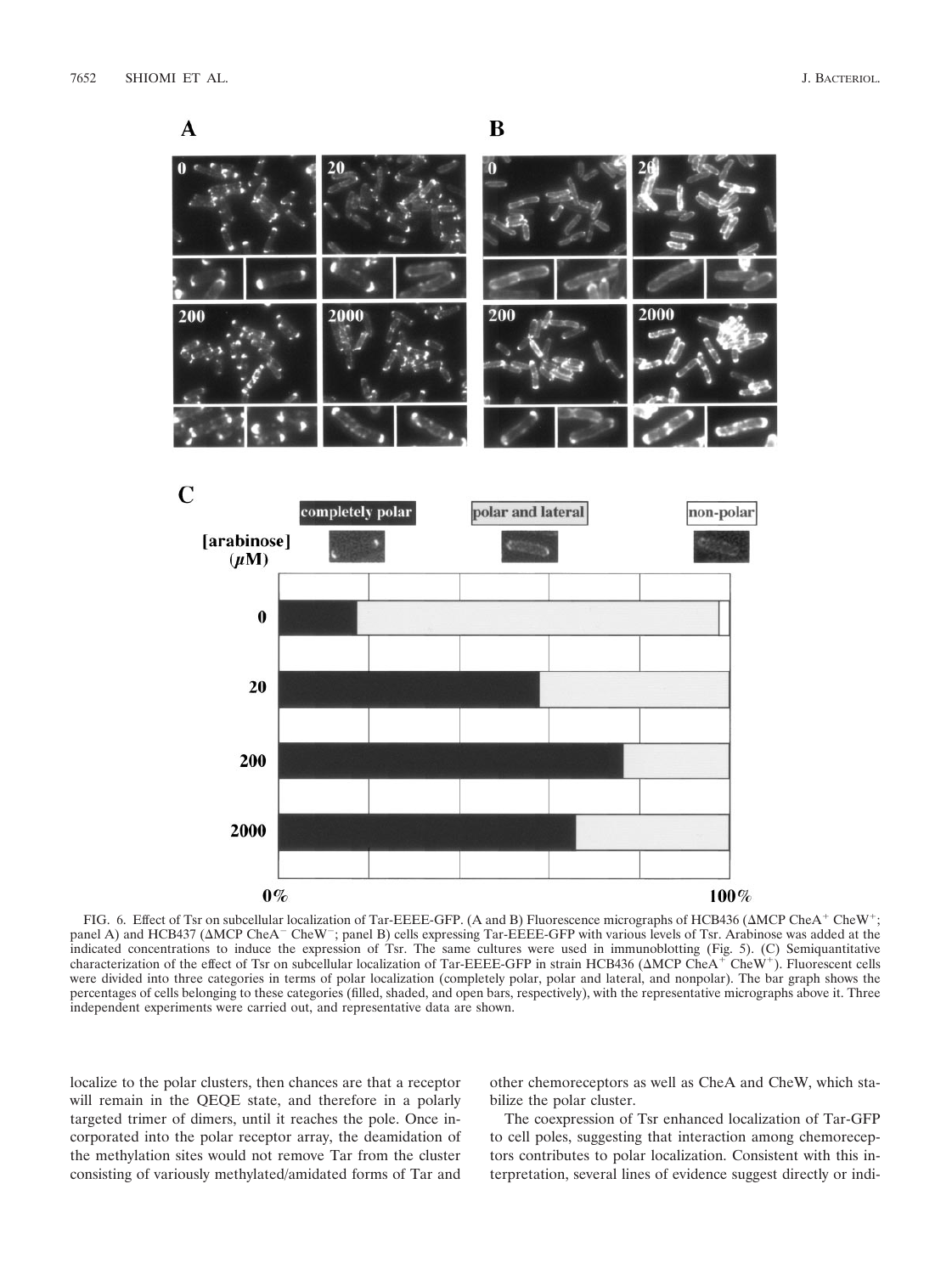FIG. 6. Effect of Tsr on subcellular localization of Tar-EEEE-GFP. (A and B) Fluorescence micrographs of HCB436 (ΔMCP CheA$^+$ CheW$^+$; panel A) and HCB437 (ΔMCP CheA$^-$ CheW$^-$; panel B) cells expressing Tar-EEEE-GFP with various levels of Tsr. Arabinose was added at the indicated concentrations to induce the expression of Tsr. The same cultures were used in immunoblotting (Fig. 5). (C) Semiquantitative characterization of the effect of Tsr on subcellular localization of Tar-EEEE-GFP in strain HCB436 (ΔMCP CheA$^+$ CheW$^+$). Fluorescent cells were divided into three categories in terms of polar localization (completely polar, polar and lateral, and nonpolar). The bar graph shows the percentages of cells belonging to these categories (filled, shaded, and open bars, respectively), with the representative micrographs above it. Three independent experiments were carried out, and representative data are shown.

localize to the polar clusters, then chances are that a receptor will remain in the QEQE state, and therefore in a polarly targeted trimer of dimers, until it reaches the pole. Once incorporated into the polar receptor array, the deamidation of the methylation sites would not remove Tar from the cluster consisting of variously methylated/amidated forms of Tar and other chemoreceptors as well as CheA and CheW, which stabilize the polar cluster.

The coexpression of Tsr enhanced localization of Tar-GFP to cell poles, suggesting that interaction among chemoreceptors contributes to polar localization. Consistent with this interpretation, several lines of evidence suggest directly or indi-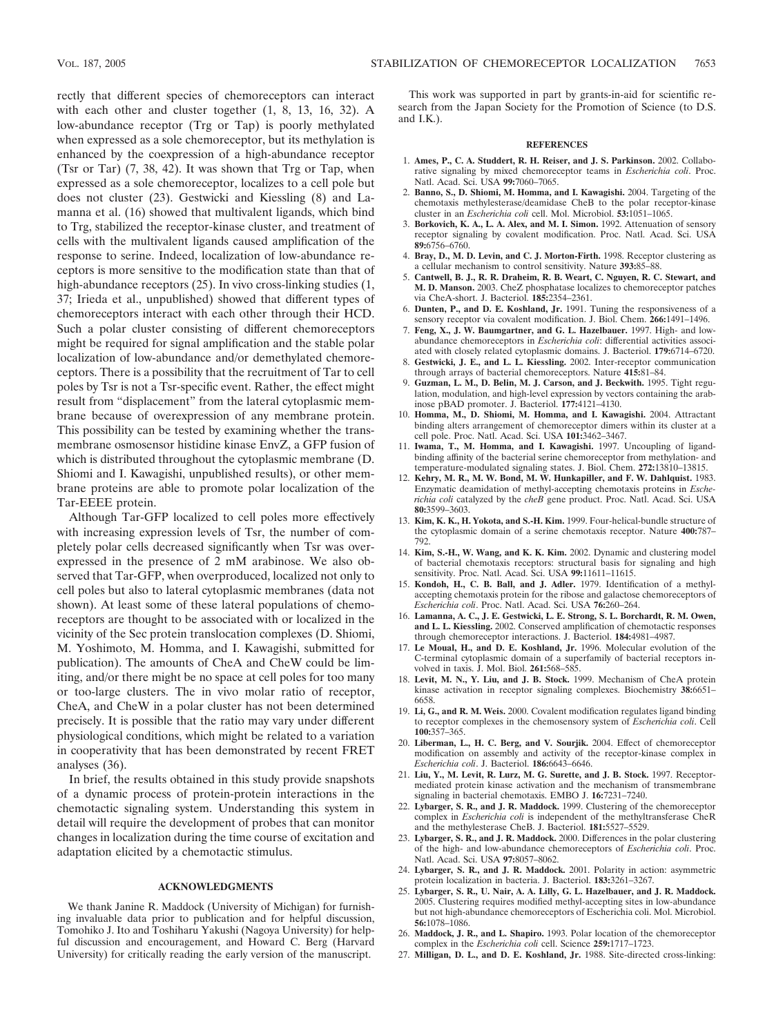rectly that different species of chemoreceptors can interact with each other and cluster together (1, 8, 13, 16, 32). A low-abundance receptor (Trg or Tap) is poorly methylated when expressed as a sole chemoreceptor, but its methylation is enhanced by the coexpression of a high-abundance receptor (Tsr or Tar) (7, 38, 42). It was shown that Trg or Tap, when expressed as a sole chemoreceptor, localizes to a cell pole but does not cluster (23). Gestwicki and Kiessling (8) and Lamanna et al. (16) showed that multivalent ligands, which bind to Trg, stabilized the receptor-kinase cluster, and treatment of cells with the multivalent ligands caused amplification of the response to serine. Indeed, localization of low-abundance receptors is more sensitive to the modification state than that of high-abundance receptors (25). In vivo cross-linking studies (1, 37; Irieda et al., unpublished) showed that different types of chemoreceptors interact with each other through their HCD. Such a polar cluster consisting of different chemoreceptors might be required for signal amplification and the stable polar localization of low-abundance and/or demethylated chemoreceptors. There is a possibility that the recruitment of Tar to cell poles by Tsr is not a Tsr-specific event. Rather, the effect might result from "displacement" from the lateral cytoplasmic membrane because of overexpression of any membrane protein. This possibility can be tested by examining whether the transmembrane osmosensor histidine kinase EnvZ, a GFP fusion of which is distributed throughout the cytoplasmic membrane (D. Shiomi and I. Kawagishi, unpublished results), or other membrane proteins are able to promote polar localization of the Tar-EEEE protein.

Although Tar-GFP localized to cell poles more effectively with increasing expression levels of Tsr, the number of completely polar cells decreased significantly when Tsr was overexpressed in the presence of 2 mM arabinose. We also observed that Tar-GFP, when overproduced, localized not only to cell poles but also to lateral cytoplasmic membranes (data not shown). At least some of these lateral populations of chemoreceptors are thought to be associated with or localized in the vicinity of the Sec protein translocation complexes (D. Shiomi, M. Yoshimoto, M. Homma, and I. Kawagishi, submitted for publication). The amounts of CheA and CheW could be limiting, and/or there might be no space at cell poles for too many or too-large clusters. The in vivo molar ratio of receptor, CheA, and CheW in a polar cluster has not been determined precisely. It is possible that the ratio may vary under different physiological conditions, which might be related to a variation in cooperativity that has been demonstrated by recent FRET analyses (36).

In brief, the results obtained in this study provide snapshots of a dynamic process of protein-protein interactions in the chemotactic signaling system. Understanding this system in detail will require the development of probes that can monitor changes in localization during the time course of excitation and adaptation elicited by a chemotactic stimulus.

## ACKNOWLEDGMENTS

We thank Janine R. Maddock (University of Michigan) for furnishing invaluable data prior to publication and for helpful discussion, Tomohiko J. Ito and Toshiharu Yakushi (Nagoya University) for helpful discussion and encouragement, and Howard C. Berg (Harvard University) for critically reading the early version of the manuscript.

This work was supported in part by grants-in-aid for scientific research from the Japan Society for the Promotion of Science (to D.S. and I.K.).

## REFERENCES

1. **Ames, P., C. A. Studdert, R. H. Reiser, and J. S. Parkinson.** 2002. Collaborative signaling by mixed chemoreceptor teams in *Escherichia coli*. Proc. Natl. Acad. Sci. USA **99:**7060–7065.
2. **Banno, S., D. Shiomi, M. Homma, and I. Kawagishi.** 2004. Targeting of the chemotaxis methylesterase/deamidase CheB to the polar receptor-kinase cluster in an *Escherichia coli* cell. Mol. Microbiol. **53:**1051–1065.
3. **Borkovich, K. A., L. A. Alex, and M. I. Simon.** 1992. Attenuation of sensory receptor signaling by covalent modification. Proc. Natl. Acad. Sci. USA **89:**6756–6760.
4. **Bray, D., M. D. Levin, and C. J. Morton-Firth.** 1998. Receptor clustering as a cellular mechanism to control sensitivity. Nature **393:**85–88.
5. **Cantwell, B. J., R. R. Draheim, R. B. Weart, C. Nguyen, R. C. Stewart, and M. D. Manson.** 2003. CheZ phosphatase localizes to chemoreceptor patches via CheA-short. J. Bacteriol. **185:**2354–2361.
6. **Dunten, P., and D. E. Koshland, Jr.** 1991. Tuning the responsiveness of a sensory receptor via covalent modification. J. Biol. Chem. **266:**1491–1496.
7. **Feng, X., J. W. Baumgartner, and G. L. Hazelbauer.** 1997. High- and low-abundance chemoreceptors in *Escherichia coli*: differential activities associated with closely related cytoplasmic domains. J. Bacteriol. **179:**6714–6720.
8. **Gestwicki, J. E., and L. L. Kiessling.** 2002. Inter-receptor communication through arrays of bacterial chemoreceptors. Nature **415:**81–84.
9. **Guzman, L. M., D. Belin, M. J. Carson, and J. Beckwith.** 1995. Tight regulation, modulation, and high-level expression by vectors containing the arabinose pBAD promoter. J. Bacteriol. **177:**4121–4130.
10. **Homma, M., D. Shiomi, M. Homma, and I. Kawagishi.** 2004. Attractant binding alters arrangement of chemoreceptor dimers within its cluster at a cell pole. Proc. Natl. Acad. Sci. USA **101:**3462–3467.
11. **Iwama, T., M. Homma, and I. Kawagishi.** 1997. Uncoupling of ligand-binding affinity of the bacterial serine chemoreceptor from methylation- and temperature-modulated signaling states. J. Biol. Chem. **272:**13810–13815.
12. **Kehry, M. R., M. W. Bond, M. W. Hunkapiller, and F. W. Dahlquist.** 1983. Enzymatic deamidation of methyl-accepting chemotaxis proteins in *Escherichia coli* catalyzed by the *cheB* gene product. Proc. Natl. Acad. Sci. USA **80:**3599–3603.
13. **Kim, K. K., H. Yokota, and S.-H. Kim.** 1999. Four-helical-bundle structure of the cytoplasmic domain of a serine chemotaxis receptor. Nature **400:**787–792.
14. **Kim, S.-H., W. Wang, and K. K. Kim.** 2002. Dynamic and clustering model of bacterial chemotaxis receptors: structural basis for signaling and high sensitivity. Proc. Natl. Acad. Sci. USA **99:**11611–11615.
15. **Kondoh, H., C. B. Ball, and J. Adler.** 1979. Identification of a methyl-accepting chemotaxis protein for the ribose and galactose chemoreceptors of *Escherichia coli*. Proc. Natl. Acad. Sci. USA **76:**260–264.
16. **Lamanna, A. C., J. E. Gestwicki, L. E. Strong, S. L. Borchardt, R. M. Owen, and L. L. Kiessling.** 2002. Conserved amplification of chemotactic responses through chemoreceptor interactions. J. Bacteriol. **184:**4981–4987.
17. **Le Moual, H., and D. E. Koshland, Jr.** 1996. Molecular evolution of the C-terminal cytoplasmic domain of a superfamily of bacterial receptors involved in taxis. J. Mol. Biol. **261:**568–585.
18. **Levit, M. N., Y. Liu, and J. B. Stock.** 1999. Mechanism of CheA protein kinase activation in receptor signaling complexes. Biochemistry **38:**6651–6658.
19. **Li, G., and R. M. Weis.** 2000. Covalent modification regulates ligand binding to receptor complexes in the chemosensory system of *Escherichia coli*. Cell **100:**357–365.
20. **Liberman, L., H. C. Berg, and V. Sourjik.** 2004. Effect of chemoreceptor modification on assembly and activity of the receptor-kinase complex in *Escherichia coli*. J. Bacteriol. **186:**6643–6646.
21. **Liu, Y., M. Levit, R. Lurz, M. G. Surette, and J. B. Stock.** 1997. Receptor-mediated protein kinase activation and the mechanism of transmembrane signaling in bacterial chemotaxis. EMBO J. **16:**7231–7240.
22. **Lybarger, S. R., and J. R. Maddock.** 1999. Clustering of the chemoreceptor complex in *Escherichia coli* is independent of the methyltransferase CheR and the methylesterase CheB. J. Bacteriol. **181:**5527–5529.
23. **Lybarger, S. R., and J. R. Maddock.** 2000. Differences in the polar clustering of the high- and low-abundance chemoreceptors of *Escherichia coli*. Proc. Natl. Acad. Sci. USA **97:**8057–8062.
24. **Lybarger, S. R., and J. R. Maddock.** 2001. Polarity in action: asymmetric protein localization in bacteria. J. Bacteriol. **183:**3261–3267.
25. **Lybarger, S. R., U. Nair, A. A. Lilly, G. L. Hazelbauer, and J. R. Maddock.** 2005. Clustering requires modified methyl-accepting sites in low-abundance but not high-abundance chemoreceptors of Escherichia coli. Mol. Microbiol. **56:**1078–1086.
26. **Maddock, J. R., and L. Shapiro.** 1993. Polar location of the chemoreceptor complex in the *Escherichia coli* cell. Science **259:**1717–1723.
27. **Milligan, D. L., and D. E. Koshland, Jr.** 1988. Site-directed cross-linking: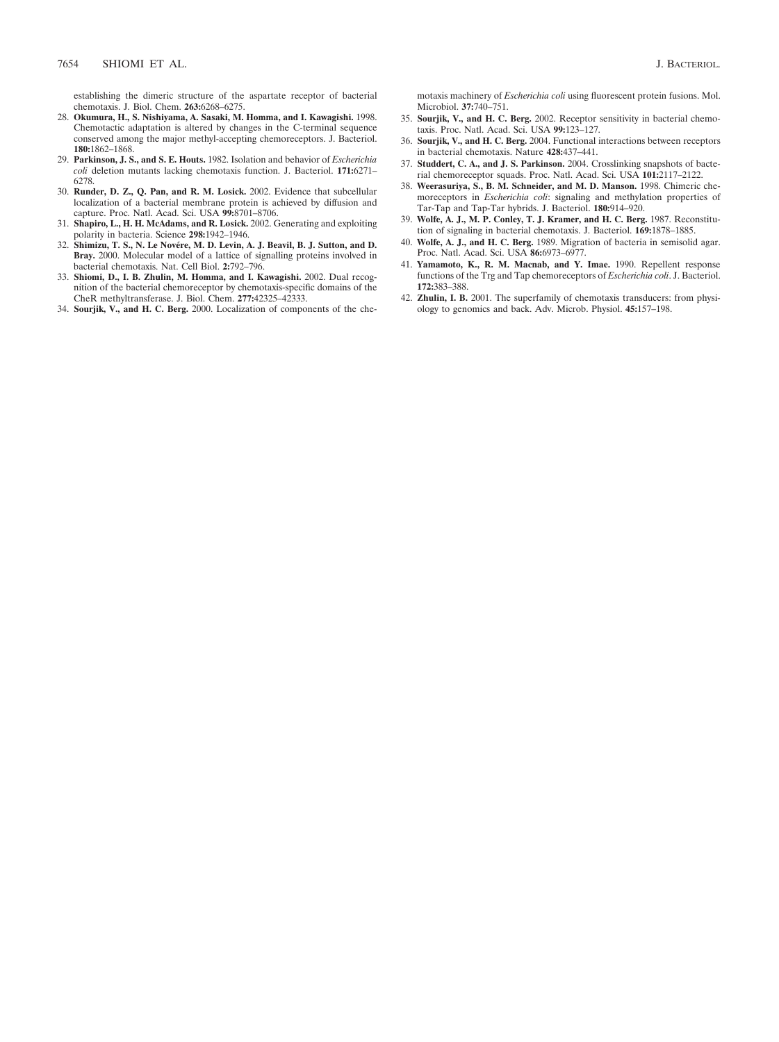establishing the dimeric structure of the aspartate receptor of bacterial chemotaxis. J. Biol. Chem. **263:**6268–6275.

28. **Okumura, H., S. Nishiyama, A. Sasaki, M. Homma, and I. Kawagishi.** 1998. Chemotactic adaptation is altered by changes in the C-terminal sequence conserved among the major methyl-accepting chemoreceptors. J. Bacteriol. **180:**1862–1868.
29. **Parkinson, J. S., and S. E. Houts.** 1982. Isolation and behavior of *Escherichia coli* deletion mutants lacking chemotaxis function. J. Bacteriol. **171:**6271–6278.
30. **Runder, D. Z., Q. Pan, and R. M. Losick.** 2002. Evidence that subcellular localization of a bacterial membrane protein is achieved by diffusion and capture. Proc. Natl. Acad. Sci. USA **99:**8701–8706.
31. **Shapiro, L., H. H. McAdams, and R. Losick.** 2002. Generating and exploiting polarity in bacteria. Science **298:**1942–1946.
32. **Shimizu, T. S., N. Le Novére, M. D. Levin, A. J. Beavil, B. J. Sutton, and D. Bray.** 2000. Molecular model of a lattice of signalling proteins involved in bacterial chemotaxis. Nat. Cell Biol. **2:**792–796.
33. **Shiomi, D., I. B. Zhulin, M. Homma, and I. Kawagishi.** 2002. Dual recognition of the bacterial chemoreceptor by chemotaxis-specific domains of the CheR methyltransferase. J. Biol. Chem. **277:**42325–42333.
34. **Sourjik, V., and H. C. Berg.** 2000. Localization of components of the chemotaxis machinery of *Escherichia coli* using fluorescent protein fusions. Mol. Microbiol. **37:**740–751.
35. **Sourjik, V., and H. C. Berg.** 2002. Receptor sensitivity in bacterial chemotaxis. Proc. Natl. Acad. Sci. USA **99:**123–127.
36. **Sourjik, V., and H. C. Berg.** 2004. Functional interactions between receptors in bacterial chemotaxis. Nature **428:**437–441.
37. **Studdert, C. A., and J. S. Parkinson.** 2004. Crosslinking snapshots of bacterial chemoreceptor squads. Proc. Natl. Acad. Sci. USA **101:**2117–2122.
38. **Weerasuriya, S., B. M. Schneider, and M. D. Manson.** 1998. Chimeric chemoreceptors in *Escherichia coli*: signaling and methylation properties of Tar-Tap and Tap-Tar hybrids. J. Bacteriol. **180:**914–920.
39. **Wolfe, A. J., M. P. Conley, T. J. Kramer, and H. C. Berg.** 1987. Reconstitution of signaling in bacterial chemotaxis. J. Bacteriol. **169:**1878–1885.
40. **Wolfe, A. J., and H. C. Berg.** 1989. Migration of bacteria in semisolid agar. Proc. Natl. Acad. Sci. USA **86:**6973–6977.
41. **Yamamoto, K., R. M. Macnab, and Y. Imae.** 1990. Repellent response functions of the Trg and Tap chemoreceptors of *Escherichia coli*. J. Bacteriol. **172:**383–388.
42. **Zhulin, I. B.** 2001. The superfamily of chemotaxis transducers: from physiology to genomics and back. Adv. Microb. Physiol. **45:**157–198.